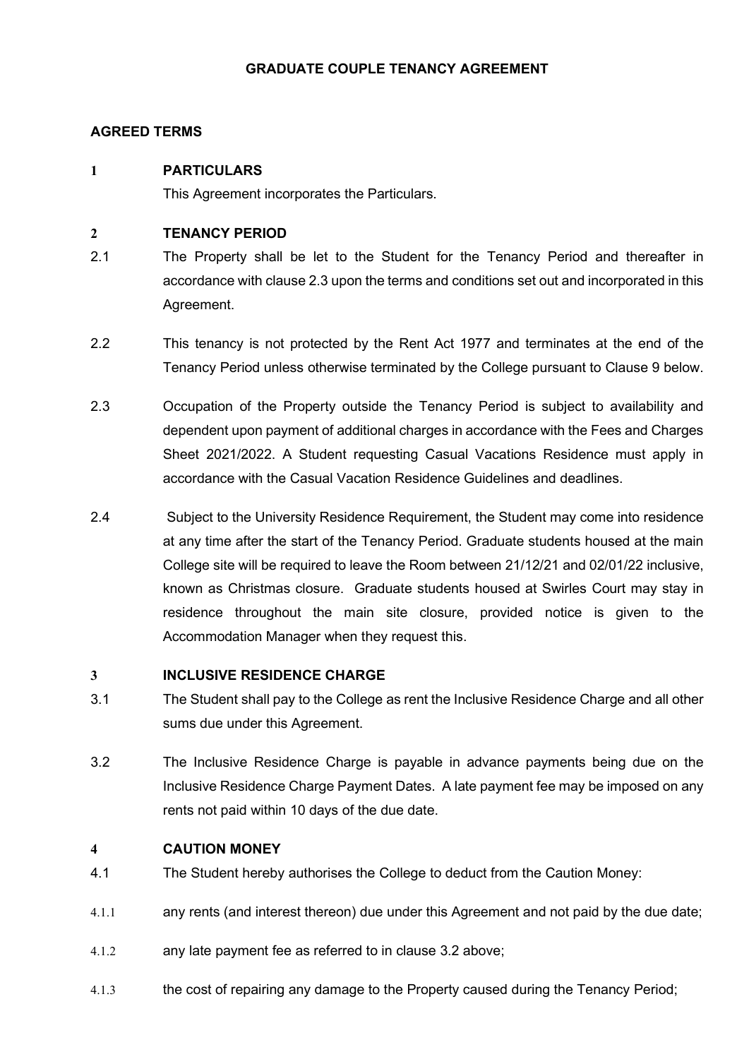# GRADUATE COUPLE TENANCY AGREEMENT

## AGREED TERMS

## 1 PARTICULARS

This Agreement incorporates the Particulars.

## 2 TENANCY PERIOD

2.1 The Property shall be let to the Student for the Tenancy Period and thereafter in accordance with clause 2.3 upon the terms and conditions set out and incorporated in this Agreement.

2.2 This tenancy is not protected by the Rent Act 1977 and terminates at the end of the Tenancy Period unless otherwise terminated by the College pursuant to Clause 9 below.

2.3 Occupation of the Property outside the Tenancy Period is subject to availability and dependent upon payment of additional charges in accordance with the Fees and Charges Sheet 2021/2022. A Student requesting Casual Vacations Residence must apply in accordance with the Casual Vacation Residence Guidelines and deadlines.

2.4 Subject to the University Residence Requirement, the Student may come into residence at any time after the start of the Tenancy Period. Graduate students housed at the main College site will be required to leave the Room between 21/12/21 and 02/01/22 inclusive, known as Christmas closure. Graduate students housed at Swirles Court may stay in residence throughout the main site closure, provided notice is given to the Accommodation Manager when they request this.

## 3 INCLUSIVE RESIDENCE CHARGE

3.1 The Student shall pay to the College as rent the Inclusive Residence Charge and all other sums due under this Agreement.

3.2 The Inclusive Residence Charge is payable in advance payments being due on the Inclusive Residence Charge Payment Dates. A late payment fee may be imposed on any rents not paid within 10 days of the due date.

## 4 CAUTION MONEY

4.1 The Student hereby authorises the College to deduct from the Caution Money:

4.1.1 any rents (and interest thereon) due under this Agreement and not paid by the due date;

4.1.2 any late payment fee as referred to in clause 3.2 above;

4.1.3 the cost of repairing any damage to the Property caused during the Tenancy Period;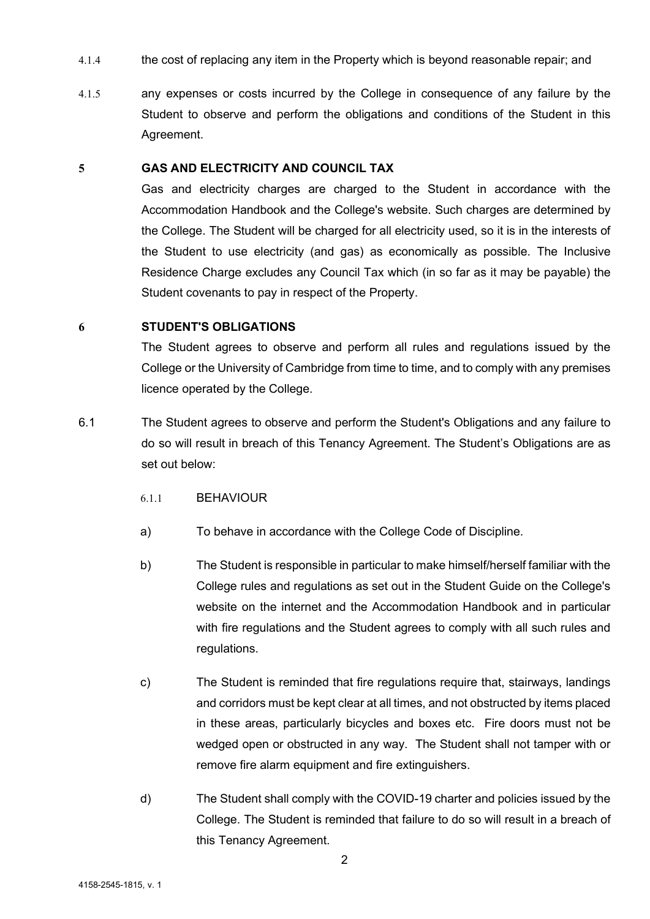4.1.4 the cost of replacing any item in the Property which is beyond reasonable repair; and

4.1.5 any expenses or costs incurred by the College in consequence of any failure by the Student to observe and perform the obligations and conditions of the Student in this Agreement.

## 5 GAS AND ELECTRICITY AND COUNCIL TAX

Gas and electricity charges are charged to the Student in accordance with the Accommodation Handbook and the College's website. Such charges are determined by the College. The Student will be charged for all electricity used, so it is in the interests of the Student to use electricity (and gas) as economically as possible. The Inclusive Residence Charge excludes any Council Tax which (in so far as it may be payable) the Student covenants to pay in respect of the Property.

## 6 STUDENT'S OBLIGATIONS

The Student agrees to observe and perform all rules and regulations issued by the College or the University of Cambridge from time to time, and to comply with any premises licence operated by the College.

6.1 The Student agrees to observe and perform the Student's Obligations and any failure to do so will result in breach of this Tenancy Agreement. The Student's Obligations are as set out below:

6.1.1 BEHAVIOUR

a) To behave in accordance with the College Code of Discipline.

b) The Student is responsible in particular to make himself/herself familiar with the College rules and regulations as set out in the Student Guide on the College's website on the internet and the Accommodation Handbook and in particular with fire regulations and the Student agrees to comply with all such rules and regulations.

c) The Student is reminded that fire regulations require that, stairways, landings and corridors must be kept clear at all times, and not obstructed by items placed in these areas, particularly bicycles and boxes etc. Fire doors must not be wedged open or obstructed in any way. The Student shall not tamper with or remove fire alarm equipment and fire extinguishers.

d) The Student shall comply with the COVID-19 charter and policies issued by the College. The Student is reminded that failure to do so will result in a breach of this Tenancy Agreement.

4158-2545-1815, v. 1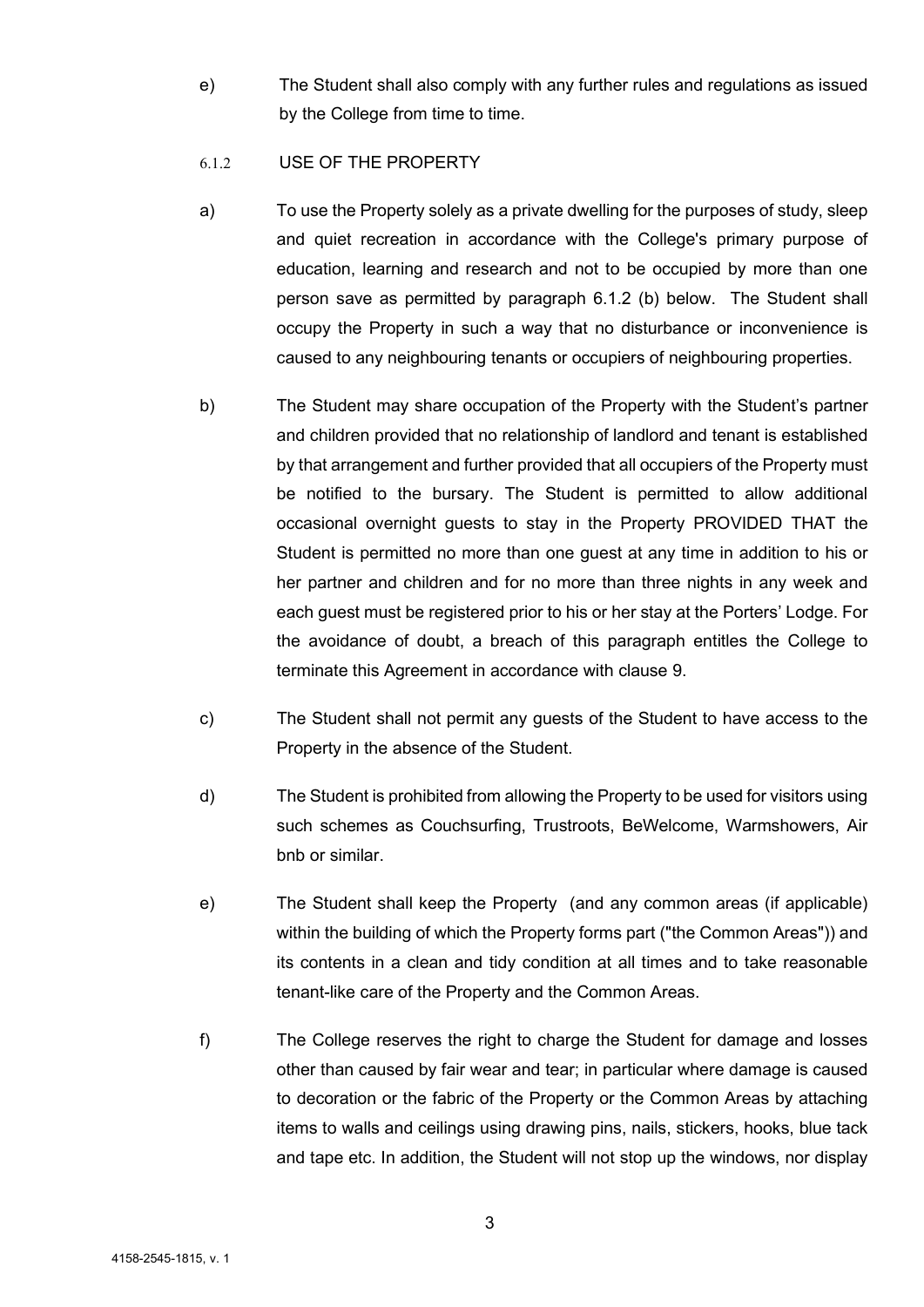e) The Student shall also comply with any further rules and regulations as issued by the College from time to time.

6.1.2 USE OF THE PROPERTY

a) To use the Property solely as a private dwelling for the purposes of study, sleep and quiet recreation in accordance with the College's primary purpose of education, learning and research and not to be occupied by more than one person save as permitted by paragraph 6.1.2 (b) below. The Student shall occupy the Property in such a way that no disturbance or inconvenience is caused to any neighbouring tenants or occupiers of neighbouring properties.

b) The Student may share occupation of the Property with the Student's partner and children provided that no relationship of landlord and tenant is established by that arrangement and further provided that all occupiers of the Property must be notified to the bursary. The Student is permitted to allow additional occasional overnight guests to stay in the Property PROVIDED THAT the Student is permitted no more than one guest at any time in addition to his or her partner and children and for no more than three nights in any week and each guest must be registered prior to his or her stay at the Porters' Lodge. For the avoidance of doubt, a breach of this paragraph entitles the College to terminate this Agreement in accordance with clause 9.

c) The Student shall not permit any guests of the Student to have access to the Property in the absence of the Student.

d) The Student is prohibited from allowing the Property to be used for visitors using such schemes as Couchsurfing, Trustroots, BeWelcome, Warmshowers, Air bnb or similar.

e) The Student shall keep the Property (and any common areas (if applicable) within the building of which the Property forms part ("the Common Areas")) and its contents in a clean and tidy condition at all times and to take reasonable tenant-like care of the Property and the Common Areas.

f) The College reserves the right to charge the Student for damage and losses other than caused by fair wear and tear; in particular where damage is caused to decoration or the fabric of the Property or the Common Areas by attaching items to walls and ceilings using drawing pins, nails, stickers, hooks, blue tack and tape etc. In addition, the Student will not stop up the windows, nor display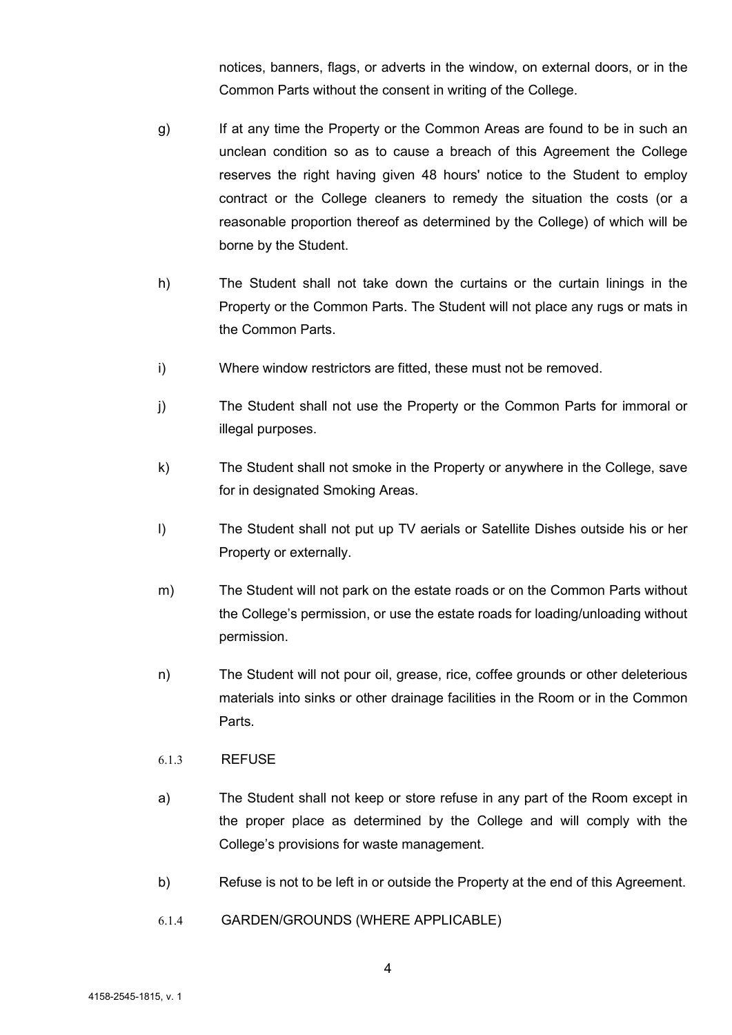notices, banners, flags, or adverts in the window, on external doors, or in the Common Parts without the consent in writing of the College.

g) If at any time the Property or the Common Areas are found to be in such an unclean condition so as to cause a breach of this Agreement the College reserves the right having given 48 hours' notice to the Student to employ contract or the College cleaners to remedy the situation the costs (or a reasonable proportion thereof as determined by the College) of which will be borne by the Student.

h) The Student shall not take down the curtains or the curtain linings in the Property or the Common Parts. The Student will not place any rugs or mats in the Common Parts.

i) Where window restrictors are fitted, these must not be removed.

j) The Student shall not use the Property or the Common Parts for immoral or illegal purposes.

k) The Student shall not smoke in the Property or anywhere in the College, save for in designated Smoking Areas.

l) The Student shall not put up TV aerials or Satellite Dishes outside his or her Property or externally.

m) The Student will not park on the estate roads or on the Common Parts without the College's permission, or use the estate roads for loading/unloading without permission.

n) The Student will not pour oil, grease, rice, coffee grounds or other deleterious materials into sinks or other drainage facilities in the Room or in the Common Parts.

6.1.3 REFUSE

a) The Student shall not keep or store refuse in any part of the Room except in the proper place as determined by the College and will comply with the College's provisions for waste management.

b) Refuse is not to be left in or outside the Property at the end of this Agreement.

6.1.4 GARDEN/GROUNDS (WHERE APPLICABLE)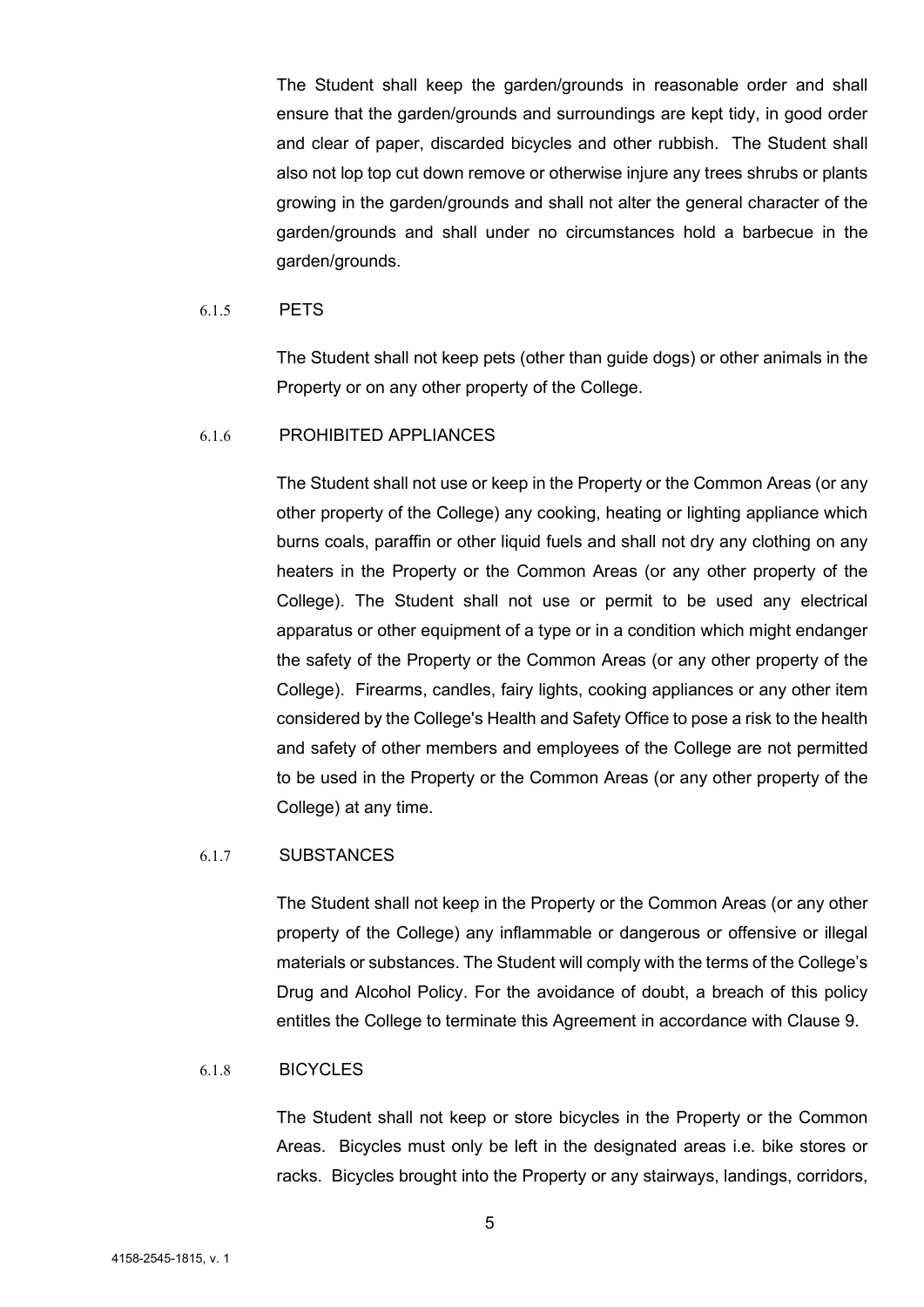The Student shall keep the garden/grounds in reasonable order and shall ensure that the garden/grounds and surroundings are kept tidy, in good order and clear of paper, discarded bicycles and other rubbish. The Student shall also not lop top cut down remove or otherwise injure any trees shrubs or plants growing in the garden/grounds and shall not alter the general character of the garden/grounds and shall under no circumstances hold a barbecue in the garden/grounds.

6.1.5 PETS

The Student shall not keep pets (other than guide dogs) or other animals in the Property or on any other property of the College.

6.1.6 PROHIBITED APPLIANCES

The Student shall not use or keep in the Property or the Common Areas (or any other property of the College) any cooking, heating or lighting appliance which burns coals, paraffin or other liquid fuels and shall not dry any clothing on any heaters in the Property or the Common Areas (or any other property of the College). The Student shall not use or permit to be used any electrical apparatus or other equipment of a type or in a condition which might endanger the safety of the Property or the Common Areas (or any other property of the College). Firearms, candles, fairy lights, cooking appliances or any other item considered by the College's Health and Safety Office to pose a risk to the health and safety of other members and employees of the College are not permitted to be used in the Property or the Common Areas (or any other property of the College) at any time.

6.1.7 SUBSTANCES

The Student shall not keep in the Property or the Common Areas (or any other property of the College) any inflammable or dangerous or offensive or illegal materials or substances. The Student will comply with the terms of the College's Drug and Alcohol Policy. For the avoidance of doubt, a breach of this policy entitles the College to terminate this Agreement in accordance with Clause 9.

6.1.8 BICYCLES

The Student shall not keep or store bicycles in the Property or the Common Areas. Bicycles must only be left in the designated areas i.e. bike stores or racks. Bicycles brought into the Property or any stairways, landings, corridors,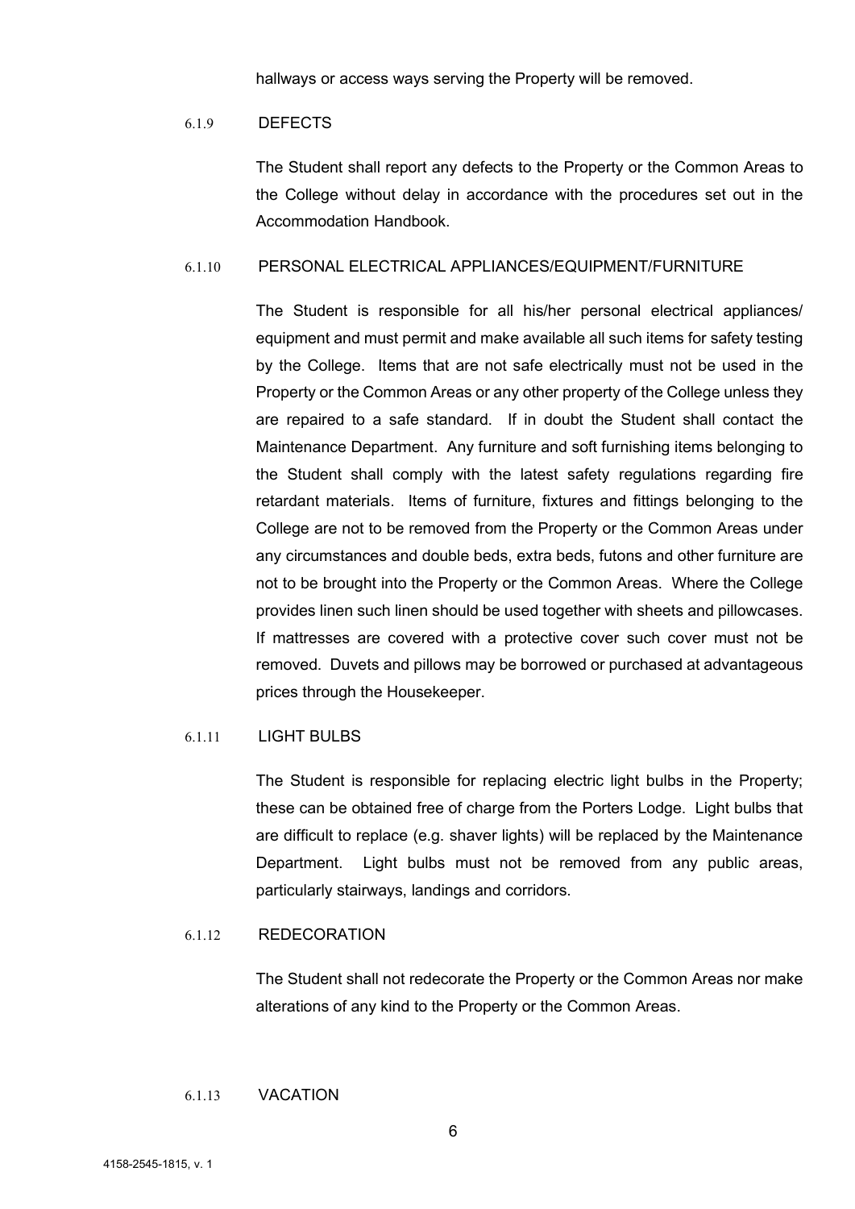hallways or access ways serving the Property will be removed.

6.1.9 DEFECTS

The Student shall report any defects to the Property or the Common Areas to the College without delay in accordance with the procedures set out in the Accommodation Handbook.

6.1.10 PERSONAL ELECTRICAL APPLIANCES/EQUIPMENT/FURNITURE

The Student is responsible for all his/her personal electrical appliances/ equipment and must permit and make available all such items for safety testing by the College. Items that are not safe electrically must not be used in the Property or the Common Areas or any other property of the College unless they are repaired to a safe standard. If in doubt the Student shall contact the Maintenance Department. Any furniture and soft furnishing items belonging to the Student shall comply with the latest safety regulations regarding fire retardant materials. Items of furniture, fixtures and fittings belonging to the College are not to be removed from the Property or the Common Areas under any circumstances and double beds, extra beds, futons and other furniture are not to be brought into the Property or the Common Areas. Where the College provides linen such linen should be used together with sheets and pillowcases. If mattresses are covered with a protective cover such cover must not be removed. Duvets and pillows may be borrowed or purchased at advantageous prices through the Housekeeper.

6.1.11 LIGHT BULBS

The Student is responsible for replacing electric light bulbs in the Property; these can be obtained free of charge from the Porters Lodge. Light bulbs that are difficult to replace (e.g. shaver lights) will be replaced by the Maintenance Department. Light bulbs must not be removed from any public areas, particularly stairways, landings and corridors.

6.1.12 REDECORATION

The Student shall not redecorate the Property or the Common Areas nor make alterations of any kind to the Property or the Common Areas.

6.1.13 VACATION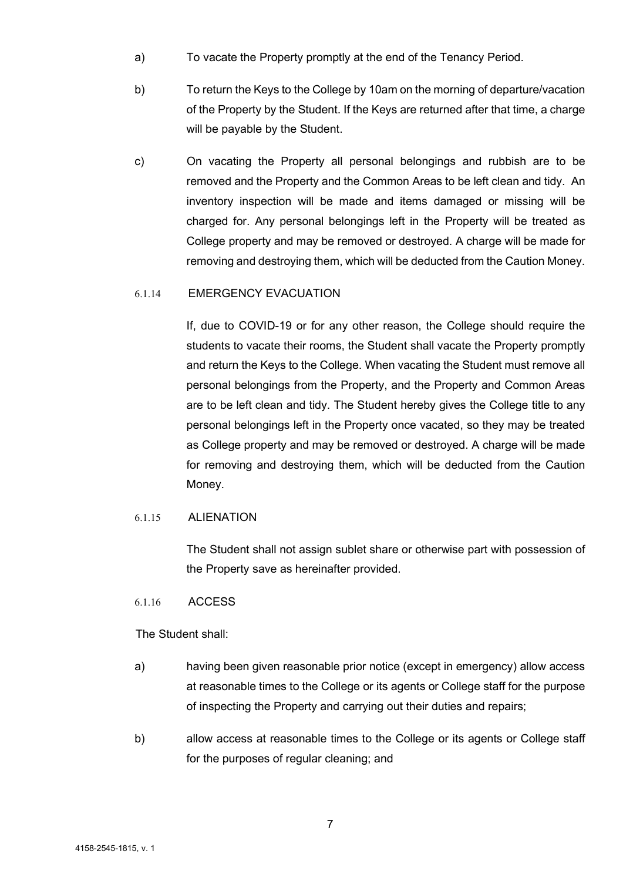a) To vacate the Property promptly at the end of the Tenancy Period.

b) To return the Keys to the College by 10am on the morning of departure/vacation of the Property by the Student. If the Keys are returned after that time, a charge will be payable by the Student.

c) On vacating the Property all personal belongings and rubbish are to be removed and the Property and the Common Areas to be left clean and tidy. An inventory inspection will be made and items damaged or missing will be charged for. Any personal belongings left in the Property will be treated as College property and may be removed or destroyed. A charge will be made for removing and destroying them, which will be deducted from the Caution Money.

6.1.14 EMERGENCY EVACUATION

If, due to COVID-19 or for any other reason, the College should require the students to vacate their rooms, the Student shall vacate the Property promptly and return the Keys to the College. When vacating the Student must remove all personal belongings from the Property, and the Property and Common Areas are to be left clean and tidy. The Student hereby gives the College title to any personal belongings left in the Property once vacated, so they may be treated as College property and may be removed or destroyed. A charge will be made for removing and destroying them, which will be deducted from the Caution Money.

6.1.15 ALIENATION

The Student shall not assign sublet share or otherwise part with possession of the Property save as hereinafter provided.

6.1.16 ACCESS

The Student shall:

a) having been given reasonable prior notice (except in emergency) allow access at reasonable times to the College or its agents or College staff for the purpose of inspecting the Property and carrying out their duties and repairs;

b) allow access at reasonable times to the College or its agents or College staff for the purposes of regular cleaning; and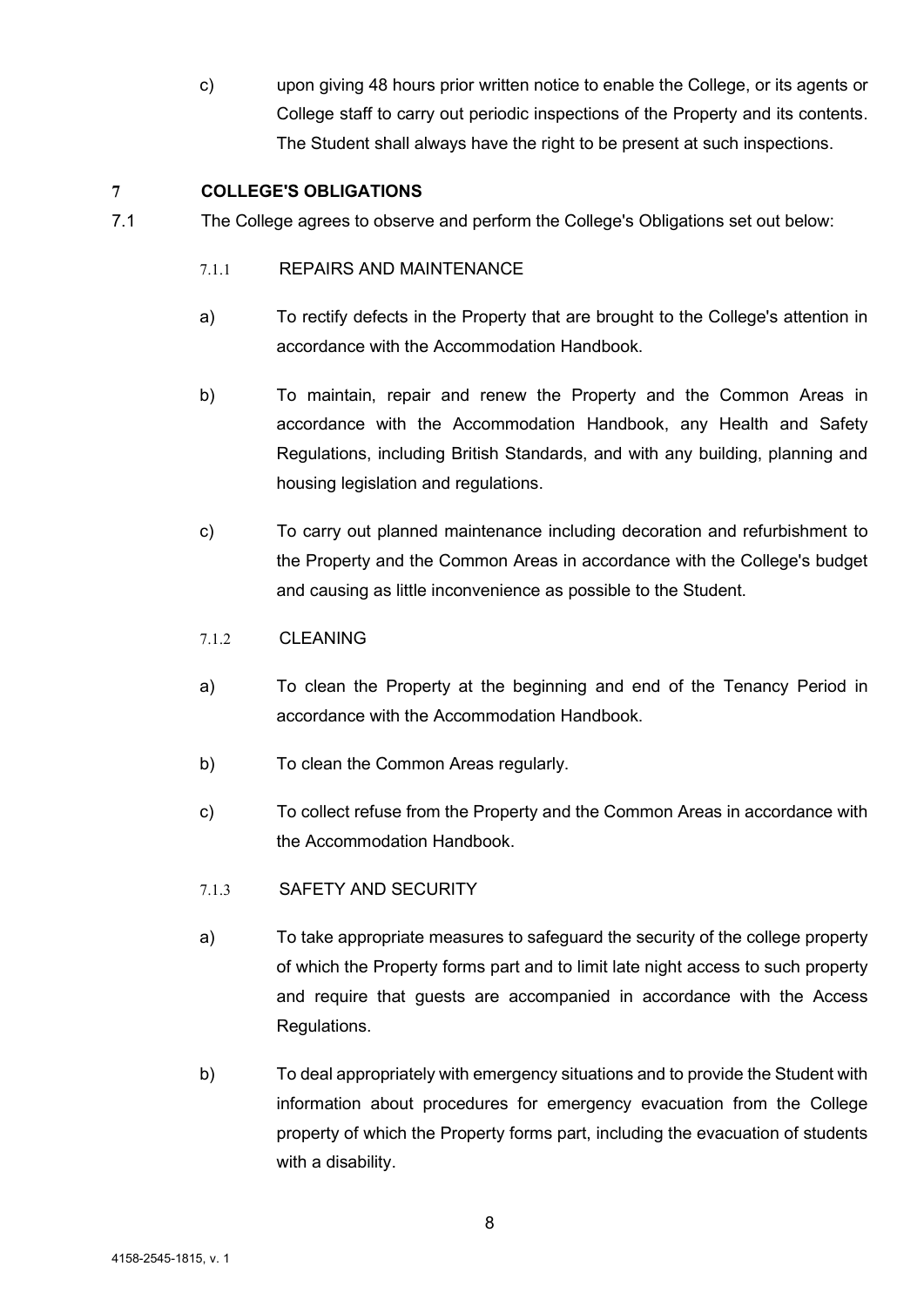c) upon giving 48 hours prior written notice to enable the College, or its agents or College staff to carry out periodic inspections of the Property and its contents. The Student shall always have the right to be present at such inspections.

## 7 COLLEGE'S OBLIGATIONS

7.1 The College agrees to observe and perform the College's Obligations set out below:

### 7.1.1 REPAIRS AND MAINTENANCE

a) To rectify defects in the Property that are brought to the College's attention in accordance with the Accommodation Handbook.

b) To maintain, repair and renew the Property and the Common Areas in accordance with the Accommodation Handbook, any Health and Safety Regulations, including British Standards, and with any building, planning and housing legislation and regulations.

c) To carry out planned maintenance including decoration and refurbishment to the Property and the Common Areas in accordance with the College's budget and causing as little inconvenience as possible to the Student.

### 7.1.2 CLEANING

a) To clean the Property at the beginning and end of the Tenancy Period in accordance with the Accommodation Handbook.

b) To clean the Common Areas regularly.

c) To collect refuse from the Property and the Common Areas in accordance with the Accommodation Handbook.

### 7.1.3 SAFETY AND SECURITY

a) To take appropriate measures to safeguard the security of the college property of which the Property forms part and to limit late night access to such property and require that guests are accompanied in accordance with the Access Regulations.

b) To deal appropriately with emergency situations and to provide the Student with information about procedures for emergency evacuation from the College property of which the Property forms part, including the evacuation of students with a disability.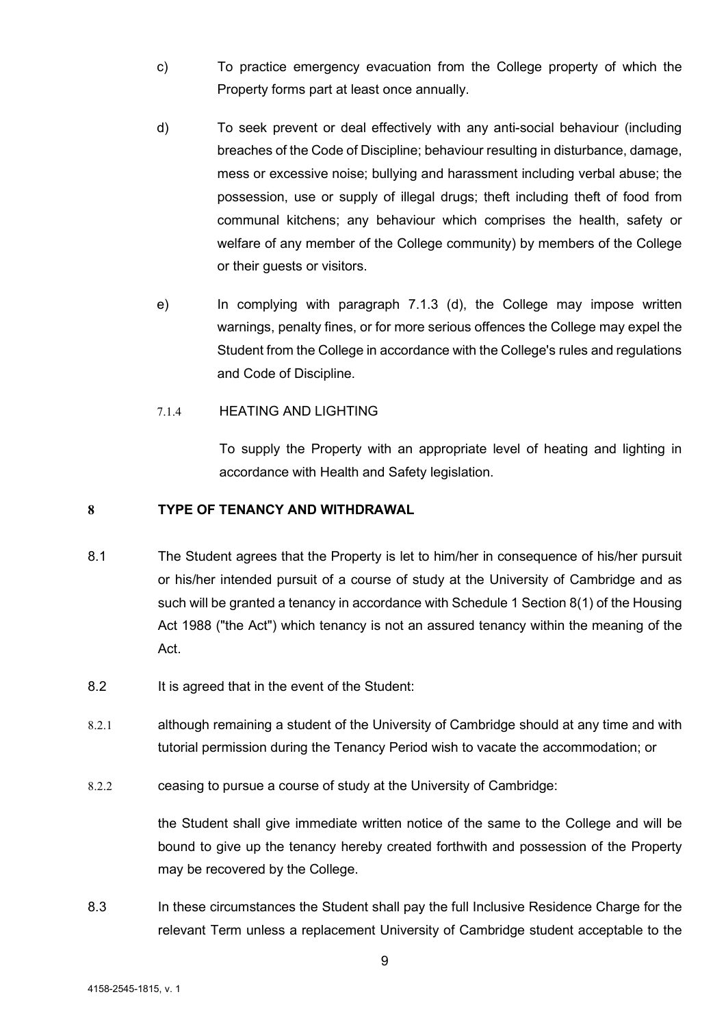c) To practice emergency evacuation from the College property of which the Property forms part at least once annually.

d) To seek prevent or deal effectively with any anti-social behaviour (including breaches of the Code of Discipline; behaviour resulting in disturbance, damage, mess or excessive noise; bullying and harassment including verbal abuse; the possession, use or supply of illegal drugs; theft including theft of food from communal kitchens; any behaviour which comprises the health, safety or welfare of any member of the College community) by members of the College or their guests or visitors.

e) In complying with paragraph 7.1.3 (d), the College may impose written warnings, penalty fines, or for more serious offences the College may expel the Student from the College in accordance with the College's rules and regulations and Code of Discipline.

7.1.4 HEATING AND LIGHTING

To supply the Property with an appropriate level of heating and lighting in accordance with Health and Safety legislation.

## 8 TYPE OF TENANCY AND WITHDRAWAL

8.1 The Student agrees that the Property is let to him/her in consequence of his/her pursuit or his/her intended pursuit of a course of study at the University of Cambridge and as such will be granted a tenancy in accordance with Schedule 1 Section 8(1) of the Housing Act 1988 ("the Act") which tenancy is not an assured tenancy within the meaning of the Act.

8.2 It is agreed that in the event of the Student:

8.2.1 although remaining a student of the University of Cambridge should at any time and with tutorial permission during the Tenancy Period wish to vacate the accommodation; or

8.2.2 ceasing to pursue a course of study at the University of Cambridge:

the Student shall give immediate written notice of the same to the College and will be bound to give up the tenancy hereby created forthwith and possession of the Property may be recovered by the College.

8.3 In these circumstances the Student shall pay the full Inclusive Residence Charge for the relevant Term unless a replacement University of Cambridge student acceptable to the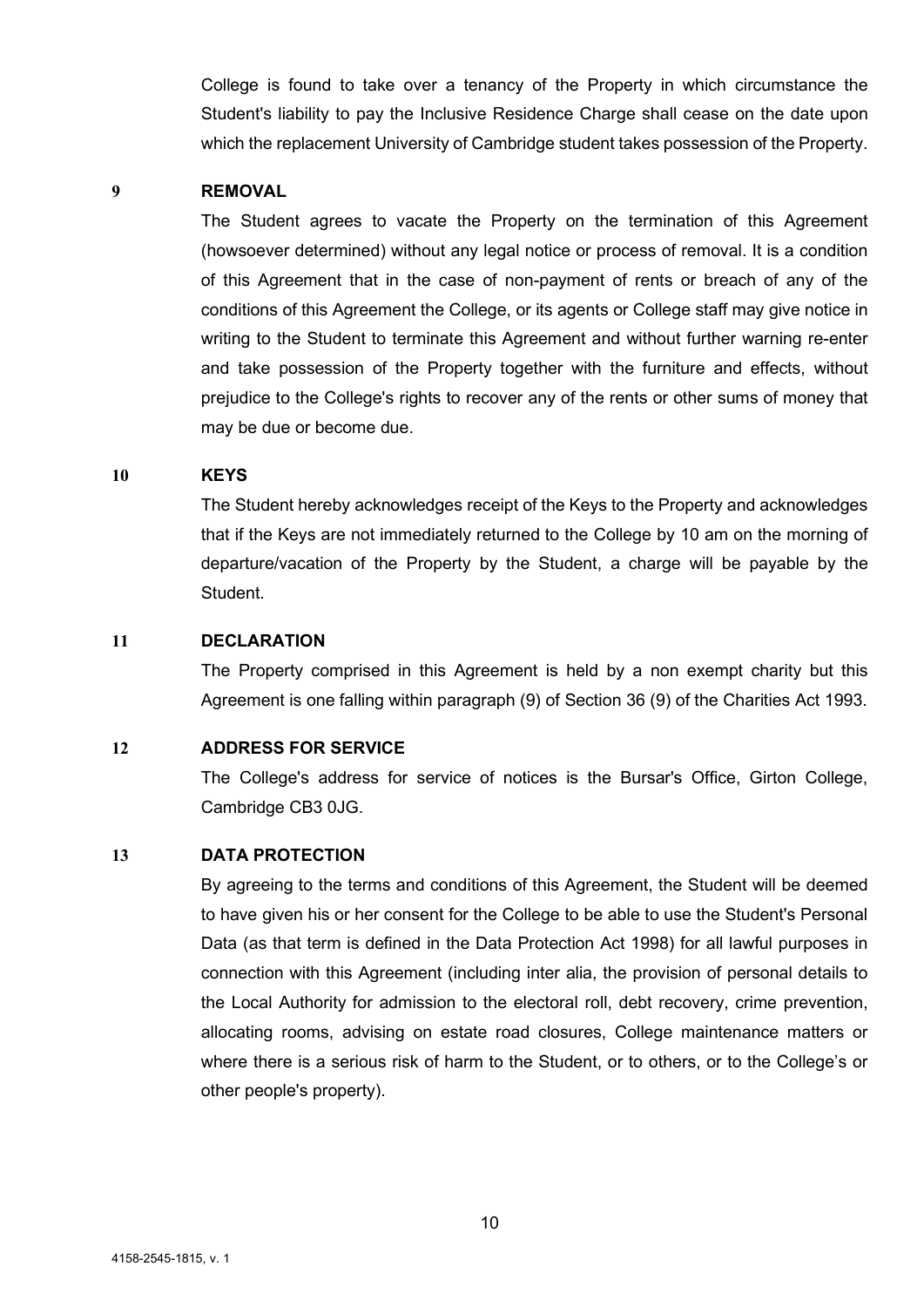College is found to take over a tenancy of the Property in which circumstance the Student's liability to pay the Inclusive Residence Charge shall cease on the date upon which the replacement University of Cambridge student takes possession of the Property.

**9 REMOVAL**

The Student agrees to vacate the Property on the termination of this Agreement (howsoever determined) without any legal notice or process of removal. It is a condition of this Agreement that in the case of non-payment of rents or breach of any of the conditions of this Agreement the College, or its agents or College staff may give notice in writing to the Student to terminate this Agreement and without further warning re-enter and take possession of the Property together with the furniture and effects, without prejudice to the College's rights to recover any of the rents or other sums of money that may be due or become due.

**10 KEYS**

The Student hereby acknowledges receipt of the Keys to the Property and acknowledges that if the Keys are not immediately returned to the College by 10 am on the morning of departure/vacation of the Property by the Student, a charge will be payable by the Student.

**11 DECLARATION**

The Property comprised in this Agreement is held by a non exempt charity but this Agreement is one falling within paragraph (9) of Section 36 (9) of the Charities Act 1993.

**12 ADDRESS FOR SERVICE**

The College's address for service of notices is the Bursar's Office, Girton College, Cambridge CB3 0JG.

**13 DATA PROTECTION**

By agreeing to the terms and conditions of this Agreement, the Student will be deemed to have given his or her consent for the College to be able to use the Student's Personal Data (as that term is defined in the Data Protection Act 1998) for all lawful purposes in connection with this Agreement (including inter alia, the provision of personal details to the Local Authority for admission to the electoral roll, debt recovery, crime prevention, allocating rooms, advising on estate road closures, College maintenance matters or where there is a serious risk of harm to the Student, or to others, or to the College's or other people's property).

4158-2545-1815, v. 1